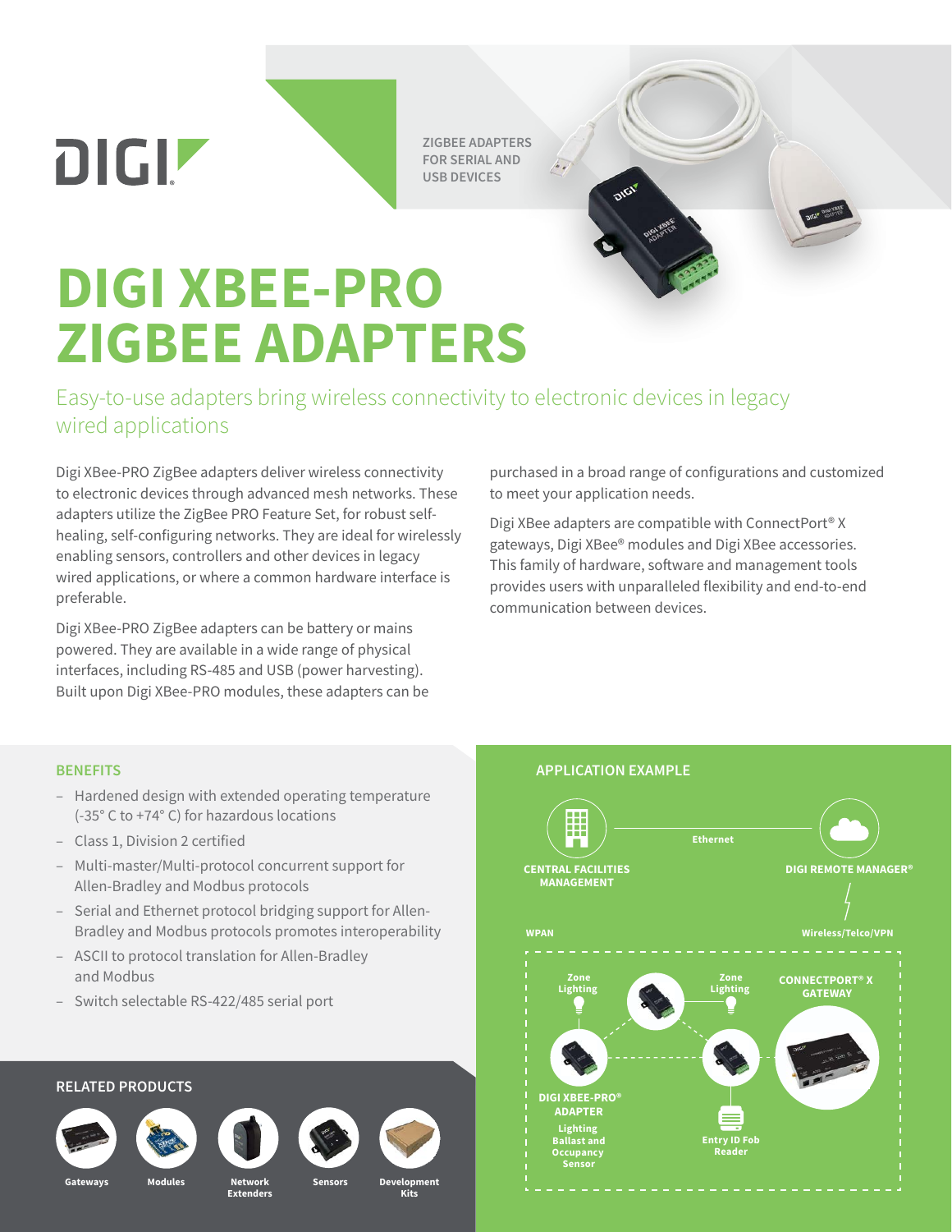DIGI

ZIGBEE ADAPTERS FOR SERIAL AND USB DEVICES

# DIGI XBEE-PRO ZIGBEE ADAPTERS

## Easy-to-use adapters bring wireless connectivity to electronic devices in legacy wired applications

Digi XBee-PRO ZigBee adapters deliver wireless connectivity to electronic devices through advanced mesh networks. These adapters utilize the ZigBee PRO Feature Set, for robust self-healing, self-configuring networks. They are ideal for wirelessly enabling sensors, controllers and other devices in legacy wired applications, or where a common hardware interface is preferable.

Digi XBee-PRO ZigBee adapters can be battery or mains powered. They are available in a wide range of physical interfaces, including RS-485 and USB (power harvesting). Built upon Digi XBee-PRO modules, these adapters can be purchased in a broad range of configurations and customized to meet your application needs.

Digi XBee adapters are compatible with ConnectPort® X gateways, Digi XBee® modules and Digi XBee accessories. This family of hardware, software and management tools provides users with unparalleled flexibility and end-to-end communication between devices.

### BENEFITS

- Hardened design with extended operating temperature (-35° C to +74° C) for hazardous locations
- Class 1, Division 2 certified
- Multi-master/Multi-protocol concurrent support for Allen-Bradley and Modbus protocols
- Serial and Ethernet protocol bridging support for Allen-Bradley and Modbus protocols promotes interoperability
- ASCII to protocol translation for Allen-Bradley and Modbus
- Switch selectable RS-422/485 serial port

### APPLICATION EXAMPLE

CENTRAL FACILITIES MANAGEMENT

Ethernet

DIGI REMOTE MANAGER®

WPAN

Wireless/Telco/VPN

Zone Lighting

Zone Lighting

CONNECTPORT® X GATEWAY

DIGI XBEE-PRO® ADAPTER

Lighting Ballast and Occupancy Sensor

Entry ID Fob Reader

### RELATED PRODUCTS

Gateways

Modules

Network Extenders

Sensors

Development Kits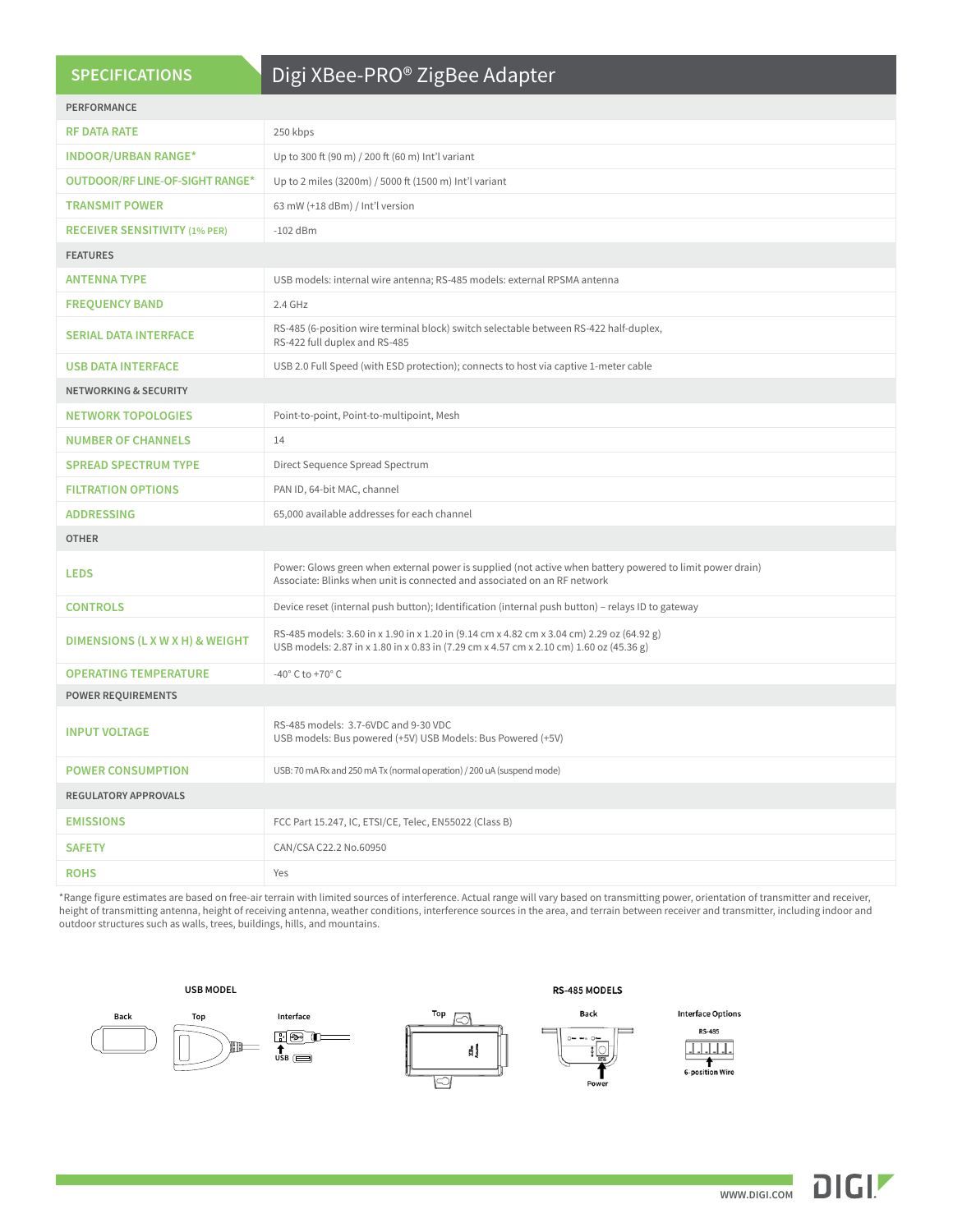## SPECIFICATIONS — Digi XBee-PRO® ZigBee Adapter

| | |
|---|---|
| **PERFORMANCE** | |
| RF DATA RATE | 250 kbps |
| INDOOR/URBAN RANGE* | Up to 300 ft (90 m) / 200 ft (60 m) Int'l variant |
| OUTDOOR/RF LINE-OF-SIGHT RANGE* | Up to 2 miles (3200m) / 5000 ft (1500 m) Int'l variant |
| TRANSMIT POWER | 63 mW (+18 dBm) / Int'l version |
| RECEIVER SENSITIVITY (1% PER) | -102 dBm |
| **FEATURES** | |
| ANTENNA TYPE | USB models: internal wire antenna; RS-485 models: external RPSMA antenna |
| FREQUENCY BAND | 2.4 GHz |
| SERIAL DATA INTERFACE | RS-485 (6-position wire terminal block) switch selectable between RS-422 half-duplex, RS-422 full duplex and RS-485 |
| USB DATA INTERFACE | USB 2.0 Full Speed (with ESD protection); connects to host via captive 1-meter cable |
| **NETWORKING & SECURITY** | |
| NETWORK TOPOLOGIES | Point-to-point, Point-to-multipoint, Mesh |
| NUMBER OF CHANNELS | 14 |
| SPREAD SPECTRUM TYPE | Direct Sequence Spread Spectrum |
| FILTRATION OPTIONS | PAN ID, 64-bit MAC, channel |
| ADDRESSING | 65,000 available addresses for each channel |
| **OTHER** | |
| LEDS | Power: Glows green when external power is supplied (not active when battery powered to limit power drain)<br>Associate: Blinks when unit is connected and associated on an RF network |
| CONTROLS | Device reset (internal push button); Identification (internal push button) – relays ID to gateway |
| DIMENSIONS (L X W X H) & WEIGHT | RS-485 models: 3.60 in x 1.90 in x 1.20 in (9.14 cm x 4.82 cm x 3.04 cm) 2.29 oz (64.92 g)<br>USB models: 2.87 in x 1.80 in x 0.83 in (7.29 cm x 4.57 cm x 2.10 cm) 1.60 oz (45.36 g) |
| OPERATING TEMPERATURE | -40° C to +70° C |
| **POWER REQUIREMENTS** | |
| INPUT VOLTAGE | RS-485 models: 3.7-6VDC and 9-30 VDC<br>USB models: Bus powered (+5V) USB Models: Bus Powered (+5V) |
| POWER CONSUMPTION | USB: 70 mA Rx and 250 mA Tx (normal operation) / 200 uA (suspend mode) |
| **REGULATORY APPROVALS** | |
| EMISSIONS | FCC Part 15.247, IC, ETSI/CE, Telec, EN55022 (Class B) |
| SAFETY | CAN/CSA C22.2 No.60950 |
| ROHS | Yes |

*Range figure estimates are based on free-air terrain with limited sources of interference. Actual range will vary based on transmitting power, orientation of transmitter and receiver, height of transmitting antenna, height of receiving antenna, weather conditions, interference sources in the area, and terrain between receiver and transmitter, including indoor and outdoor structures such as walls, trees, buildings, hills, and mountains.

USB MODEL

Back

Top

Interface

USB

RS-485 MODELS

Top

Back

Power

Interface Options

RS-485

6-position Wire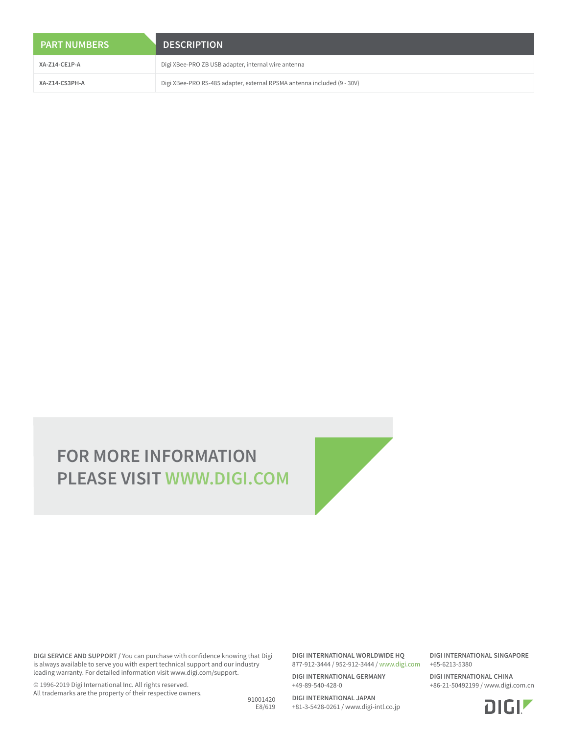| PART NUMBERS | DESCRIPTION |
| --- | --- |
| XA-Z14-CE1P-A | Digi XBee-PRO ZB USB adapter, internal wire antenna |
| XA-Z14-CS3PH-A | Digi XBee-PRO RS-485 adapter, external RPSMA antenna included (9 - 30V) |

## FOR MORE INFORMATION PLEASE VISIT WWW.DIGI.COM

**DIGI SERVICE AND SUPPORT** / You can purchase with confidence knowing that Digi is always available to serve you with expert technical support and our industry leading warranty. For detailed information visit www.digi.com/support.

© 1996-2019 Digi International Inc. All rights reserved.
All trademarks are the property of their respective owners.

91001420
E8/619

**DIGI INTERNATIONAL WORLDWIDE HQ**
877-912-3444 / 952-912-3444 / www.digi.com

**DIGI INTERNATIONAL GERMANY**
+49-89-540-428-0

**DIGI INTERNATIONAL JAPAN**
+81-3-5428-0261 / www.digi-intl.co.jp

**DIGI INTERNATIONAL SINGAPORE**
+65-6213-5380

**DIGI INTERNATIONAL CHINA**
+86-21-50492199 / www.digi.com.cn